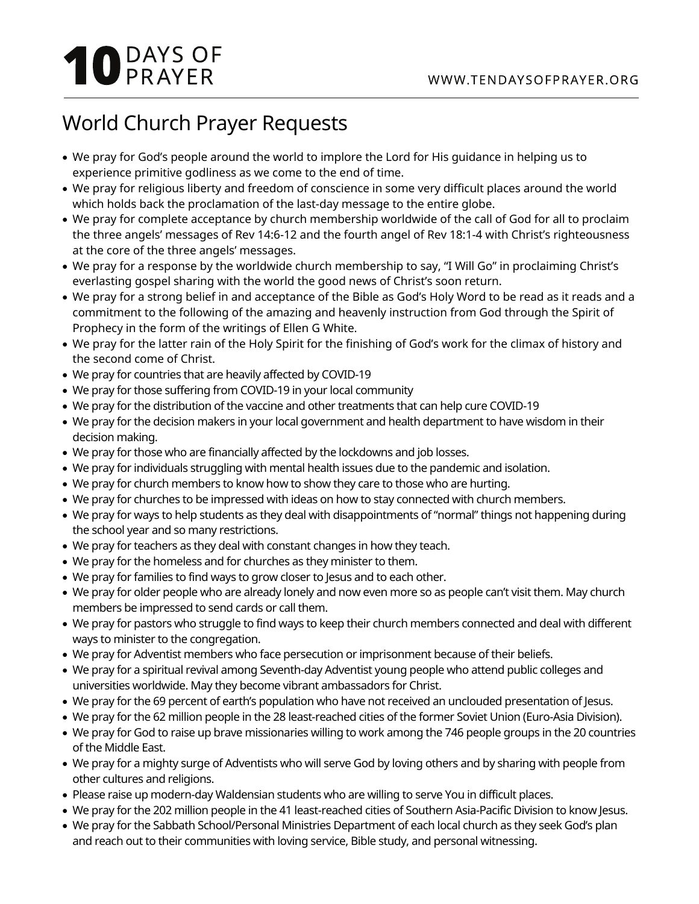# World Church Prayer Requests

- We pray for God's people around the world to implore the Lord for His guidance in helping us to experience primitive godliness as we come to the end of time.
- We pray for religious liberty and freedom of conscience in some very difficult places around the world which holds back the proclamation of the last-day message to the entire globe.
- We pray for complete acceptance by church membership worldwide of the call of God for all to proclaim the three angels' messages of Rev 14:6-12 and the fourth angel of Rev 18:1-4 with Christ's righteousness at the core of the three angels' messages.
- We pray for a response by the worldwide church membership to say, "I Will Go" in proclaiming Christ's everlasting gospel sharing with the world the good news of Christ's soon return.
- We pray for a strong belief in and acceptance of the Bible as God's Holy Word to be read as it reads and a commitment to the following of the amazing and heavenly instruction from God through the Spirit of Prophecy in the form of the writings of Ellen G White.
- We pray for the latter rain of the Holy Spirit for the finishing of God's work for the climax of history and the second come of Christ.
- We pray for countries that are heavily affected by COVID-19
- We pray for those suffering from COVID-19 in your local community
- We pray for the distribution of the vaccine and other treatments that can help cure COVID-19
- We pray for the decision makers in your local government and health department to have wisdom in their decision making.
- We pray for those who are financially affected by the lockdowns and job losses.
- We pray for individuals struggling with mental health issues due to the pandemic and isolation.
- We pray for church members to know how to show they care to those who are hurting.
- We pray for churches to be impressed with ideas on how to stay connected with church members.
- We pray for ways to help students as they deal with disappointments of "normal" things not happening during the school year and so many restrictions.
- We pray for teachers as they deal with constant changes in how they teach.
- We pray for the homeless and for churches as they minister to them.
- We pray for families to find ways to grow closer to Jesus and to each other.
- We pray for older people who are already lonely and now even more so as people can't visit them. May church members be impressed to send cards or call them.
- We pray for pastors who struggle to find ways to keep their church members connected and deal with different ways to minister to the congregation.
- We pray for Adventist members who face persecution or imprisonment because of their beliefs.
- We pray for a spiritual revival among Seventh-day Adventist young people who attend public colleges and universities worldwide. May they become vibrant ambassadors for Christ.
- We pray for the 69 percent of earth's population who have not received an unclouded presentation of Jesus.
- We pray for the 62 million people in the 28 least-reached cities of the former Soviet Union (Euro-Asia Division).
- We pray for God to raise up brave missionaries willing to work among the 746 people groups in the 20 countries of the Middle East.
- We pray for a mighty surge of Adventists who will serve God by loving others and by sharing with people from other cultures and religions.
- Please raise up modern-day Waldensian students who are willing to serve You in difficult places.
- We pray for the 202 million people in the 41 least-reached cities of Southern Asia-Pacific Division to know Jesus.
- We pray for the Sabbath School/Personal Ministries Department of each local church as they seek God's plan and reach out to their communities with loving service, Bible study, and personal witnessing.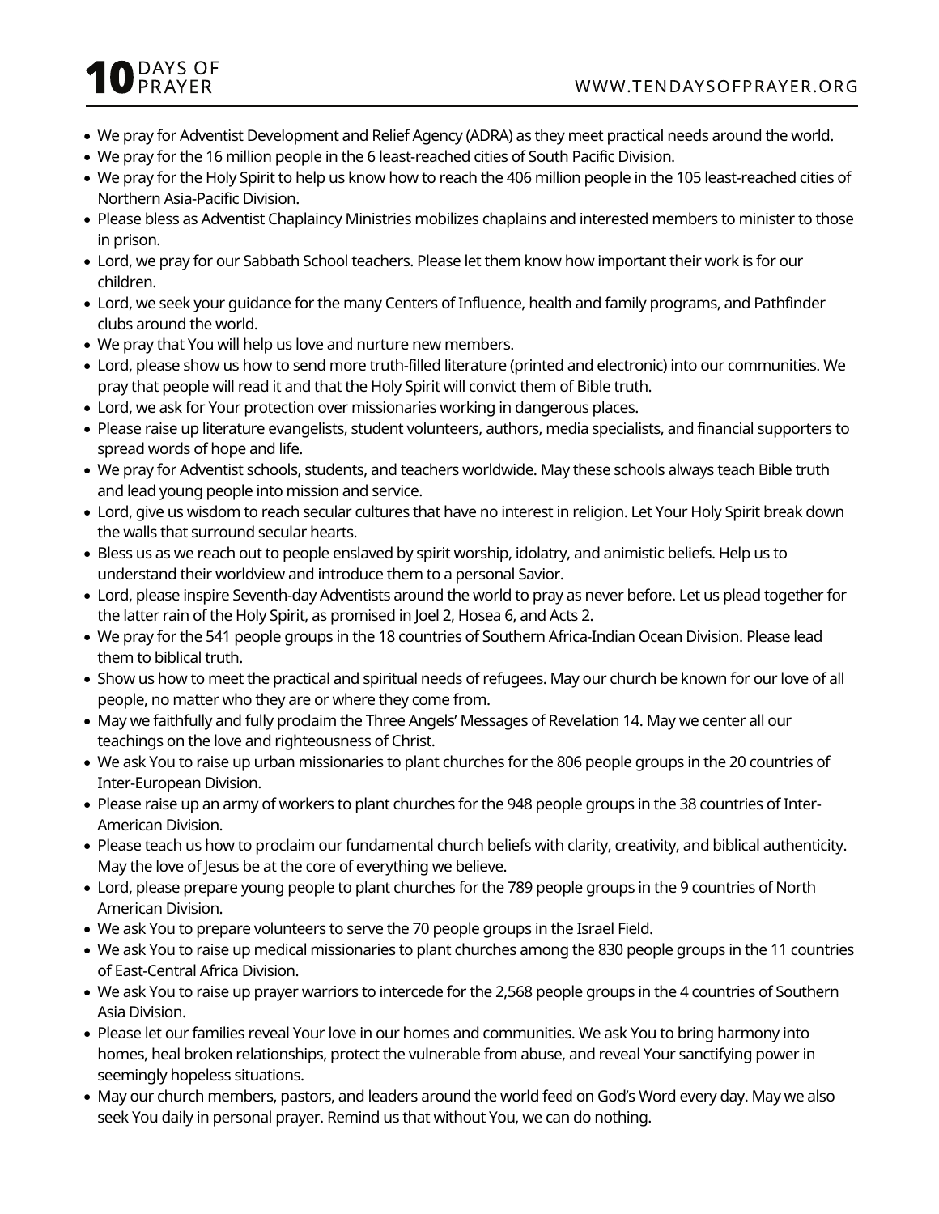- We pray for Adventist Development and Relief Agency (ADRA) as they meet practical needs around the world.
- We pray for the 16 million people in the 6 least-reached cities of South Pacific Division.
- We pray for the Holy Spirit to help us know how to reach the 406 million people in the 105 least-reached cities of Northern Asia-Pacific Division.
- Please bless as Adventist Chaplaincy Ministries mobilizes chaplains and interested members to minister to those in prison.
- Lord, we pray for our Sabbath School teachers. Please let them know how important their work is for our children.
- Lord, we seek your guidance for the many Centers of Influence, health and family programs, and Pathfinder clubs around the world.
- We pray that You will help us love and nurture new members.
- Lord, please show us how to send more truth-filled literature (printed and electronic) into our communities. We pray that people will read it and that the Holy Spirit will convict them of Bible truth.
- Lord, we ask for Your protection over missionaries working in dangerous places.
- Please raise up literature evangelists, student volunteers, authors, media specialists, and financial supporters to spread words of hope and life.
- We pray for Adventist schools, students, and teachers worldwide. May these schools always teach Bible truth and lead young people into mission and service.
- Lord, give us wisdom to reach secular cultures that have no interest in religion. Let Your Holy Spirit break down the walls that surround secular hearts.
- Bless us as we reach out to people enslaved by spirit worship, idolatry, and animistic beliefs. Help us to understand their worldview and introduce them to a personal Savior.
- Lord, please inspire Seventh-day Adventists around the world to pray as never before. Let us plead together for the latter rain of the Holy Spirit, as promised in Joel 2, Hosea 6, and Acts 2.
- We pray for the 541 people groups in the 18 countries of Southern Africa-Indian Ocean Division. Please lead them to biblical truth.
- Show us how to meet the practical and spiritual needs of refugees. May our church be known for our love of all people, no matter who they are or where they come from.
- May we faithfully and fully proclaim the Three Angels' Messages of Revelation 14. May we center all our teachings on the love and righteousness of Christ.
- We ask You to raise up urban missionaries to plant churches for the 806 people groups in the 20 countries of Inter-European Division.
- Please raise up an army of workers to plant churches for the 948 people groups in the 38 countries of Inter-American Division.
- Please teach us how to proclaim our fundamental church beliefs with clarity, creativity, and biblical authenticity. May the love of Jesus be at the core of everything we believe.
- Lord, please prepare young people to plant churches for the 789 people groups in the 9 countries of North American Division.
- We ask You to prepare volunteers to serve the 70 people groups in the Israel Field.
- We ask You to raise up medical missionaries to plant churches among the 830 people groups in the 11 countries of East-Central Africa Division.
- We ask You to raise up prayer warriors to intercede for the 2,568 people groups in the 4 countries of Southern Asia Division.
- Please let our families reveal Your love in our homes and communities. We ask You to bring harmony into homes, heal broken relationships, protect the vulnerable from abuse, and reveal Your sanctifying power in seemingly hopeless situations.
- May our church members, pastors, and leaders around the world feed on God's Word every day. May we also seek You daily in personal prayer. Remind us that without You, we can do nothing.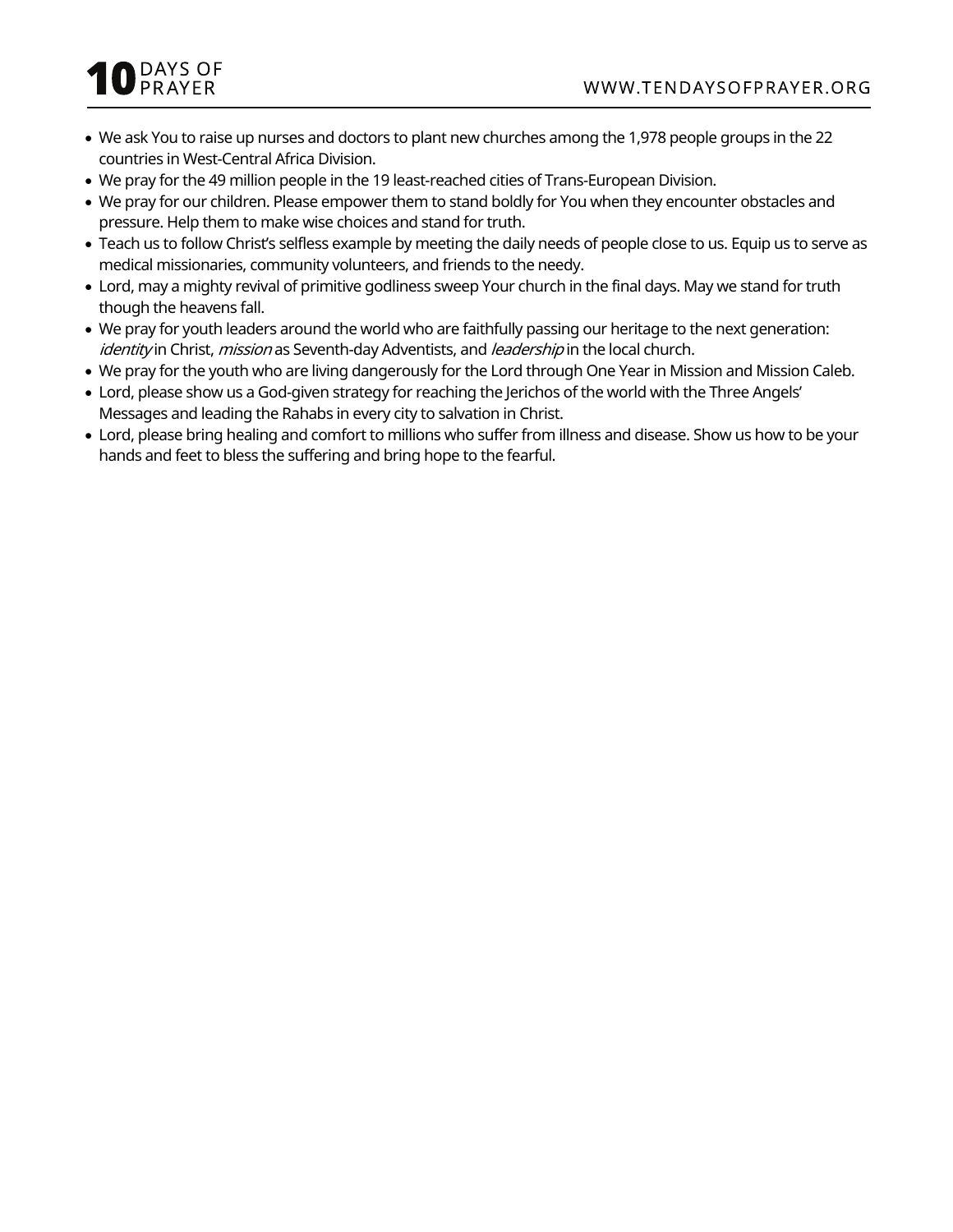- We ask You to raise up nurses and doctors to plant new churches among the 1,978 people groups in the 22 countries in West-Central Africa Division.
- We pray for the 49 million people in the 19 least-reached cities of Trans-European Division.
- We pray for our children. Please empower them to stand boldly for You when they encounter obstacles and pressure. Help them to make wise choices and stand for truth.
- Teach us to follow Christ's selfless example by meeting the daily needs of people close to us. Equip us to serve as medical missionaries, community volunteers, and friends to the needy.
- Lord, may a mighty revival of primitive godliness sweep Your church in the final days. May we stand for truth though the heavens fall.
- We pray for youth leaders around the world who are faithfully passing our heritage to the next generation: *identity* in Christ, *mission* as Seventh-day Adventists, and *leadership* in the local church.
- We pray for the youth who are living dangerously for the Lord through One Year in Mission and Mission Caleb.
- Lord, please show us a God-given strategy for reaching the Jerichos of the world with the Three Angels' Messages and leading the Rahabs in every city to salvation in Christ.
- Lord, please bring healing and comfort to millions who suffer from illness and disease. Show us how to be your hands and feet to bless the suffering and bring hope to the fearful.